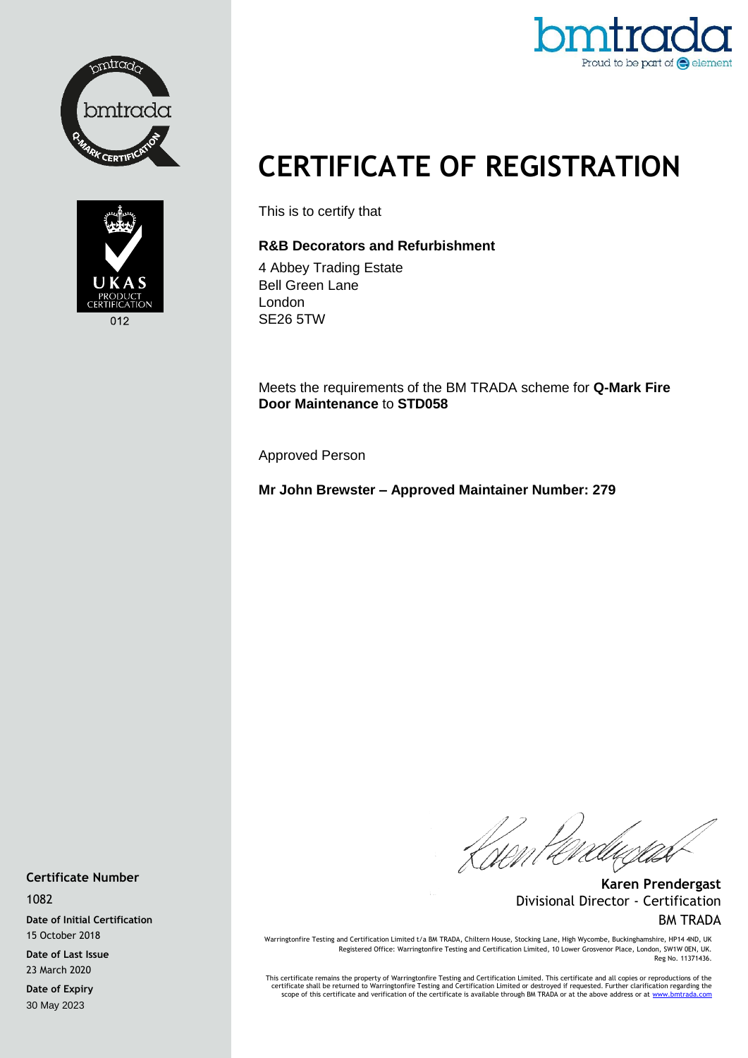# CERTIFICATE OF REGISTRATION

This is to certify that

**R&B Decorators and Refurbishment**

4 Abbey Trading Estate
Bell Green Lane
London
SE26 5TW

Meets the requirements of the BM TRADA scheme for **Q-Mark Fire Door Maintenance** to **STD058**

Approved Person

**Mr John Brewster – Approved Maintainer Number: 279**

**Karen Prendergast**
Divisional Director - Certification
BM TRADA

**Certificate Number**
1082

**Date of Initial Certification**
15 October 2018

**Date of Last Issue**
23 March 2020

**Date of Expiry**
30 May 2023

Warringtonfire Testing and Certification Limited t/a BM TRADA, Chiltern House, Stocking Lane, High Wycombe, Buckinghamshire, HP14 4ND, UK
Registered Office: Warringtonfire Testing and Certification Limited, 10 Lower Grosvenor Place, London, SW1W 0EN, UK.
Reg No. 11371436.

This certificate remains the property of Warringtonfire Testing and Certification Limited. This certificate and all copies or reproductions of the certificate shall be returned to Warringtonfire Testing and Certification Limited or destroyed if requested. Further clarification regarding the scope of this certificate and verification of the certificate is available through BM TRADA or at the above address or at www.bmtrada.com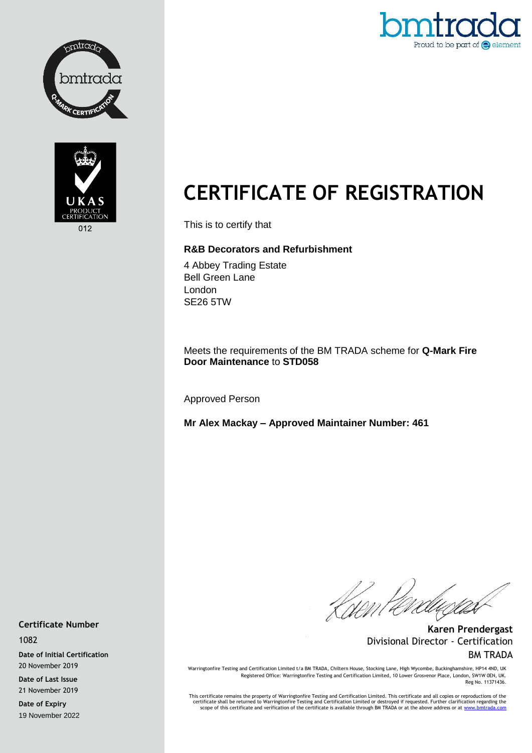bmtrada
Proud to be part of element

UKAS PRODUCT CERTIFICATION 012

# CERTIFICATE OF REGISTRATION

This is to certify that

**R&B Decorators and Refurbishment**

4 Abbey Trading Estate
Bell Green Lane
London
SE26 5TW

Meets the requirements of the BM TRADA scheme for **Q-Mark Fire Door Maintenance** to **STD058**

Approved Person

**Mr Alex Mackay – Approved Maintainer Number: 461**

**Karen Prendergast**
Divisional Director - Certification
BM TRADA

**Certificate Number**
1082

**Date of Initial Certification**
20 November 2019

**Date of Last Issue**
21 November 2019

**Date of Expiry**
19 November 2022

Warringtonfire Testing and Certification Limited t/a BM TRADA, Chiltern House, Stocking Lane, High Wycombe, Buckinghamshire, HP14 4ND, UK
Registered Office: Warringtonfire Testing and Certification Limited, 10 Lower Grosvenor Place, London, SW1W 0EN, UK.
Reg No. 11371436.

This certificate remains the property of Warringtonfire Testing and Certification Limited. This certificate and all copies or reproductions of the certificate shall be returned to Warringtonfire Testing and Certification Limited or destroyed if requested. Further clarification regarding the scope of this certificate and verification of the certificate is available through BM TRADA or at the above address or at www.bmtrada.com